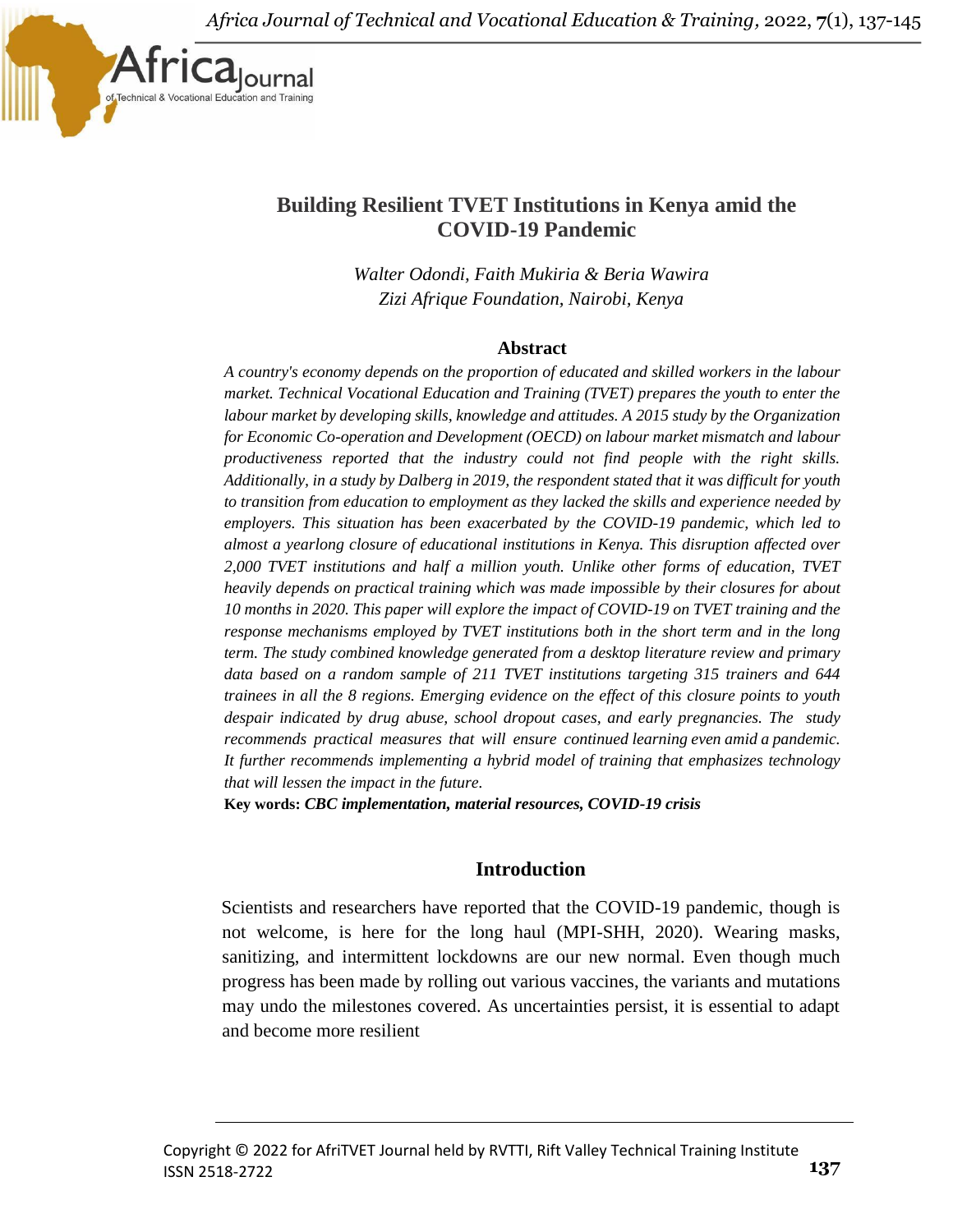# Building Resilient TVET Institutions in Kenya amid the COVID-19 Pandemic

*Walter Odondi, Faith Mukiria & Beria Wawira*
*Zizi Afrique Foundation, Nairobi, Kenya*

## Abstract

*A country's economy depends on the proportion of educated and skilled workers in the labour market. Technical Vocational Education and Training (TVET) prepares the youth to enter the labour market by developing skills, knowledge and attitudes. A 2015 study by the Organization for Economic Co-operation and Development (OECD) on labour market mismatch and labour productiveness reported that the industry could not find people with the right skills. Additionally, in a study by Dalberg in 2019, the respondent stated that it was difficult for youth to transition from education to employment as they lacked the skills and experience needed by employers. This situation has been exacerbated by the COVID-19 pandemic, which led to almost a yearlong closure of educational institutions in Kenya. This disruption affected over 2,000 TVET institutions and half a million youth. Unlike other forms of education, TVET heavily depends on practical training which was made impossible by their closures for about 10 months in 2020. This paper will explore the impact of COVID-19 on TVET training and the response mechanisms employed by TVET institutions both in the short term and in the long term. The study combined knowledge generated from a desktop literature review and primary data based on a random sample of 211 TVET institutions targeting 315 trainers and 644 trainees in all the 8 regions. Emerging evidence on the effect of this closure points to youth despair indicated by drug abuse, school dropout cases, and early pregnancies. The study recommends practical measures that will ensure continued learning even amid a pandemic. It further recommends implementing a hybrid model of training that emphasizes technology that will lessen the impact in the future.*

**Key words:** ***CBC implementation, material resources, COVID-19 crisis***

## Introduction

Scientists and researchers have reported that the COVID-19 pandemic, though is not welcome, is here for the long haul (MPI-SHH, 2020). Wearing masks, sanitizing, and intermittent lockdowns are our new normal. Even though much progress has been made by rolling out various vaccines, the variants and mutations may undo the milestones covered. As uncertainties persist, it is essential to adapt and become more resilient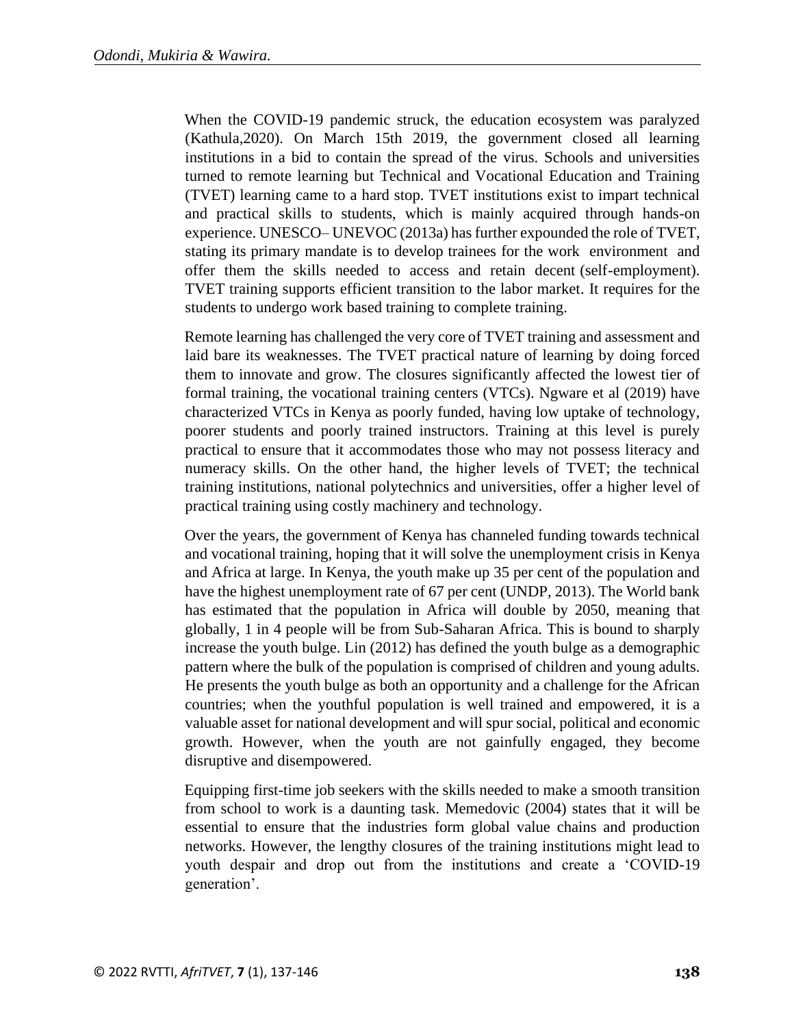When the COVID-19 pandemic struck, the education ecosystem was paralyzed (Kathula,2020). On March 15th 2019, the government closed all learning institutions in a bid to contain the spread of the virus. Schools and universities turned to remote learning but Technical and Vocational Education and Training (TVET) learning came to a hard stop. TVET institutions exist to impart technical and practical skills to students, which is mainly acquired through hands-on experience. UNESCO– UNEVOC (2013a) has further expounded the role of TVET, stating its primary mandate is to develop trainees for the work environment and offer them the skills needed to access and retain decent (self-employment). TVET training supports efficient transition to the labor market. It requires for the students to undergo work based training to complete training.

Remote learning has challenged the very core of TVET training and assessment and laid bare its weaknesses. The TVET practical nature of learning by doing forced them to innovate and grow. The closures significantly affected the lowest tier of formal training, the vocational training centers (VTCs). Ngware et al (2019) have characterized VTCs in Kenya as poorly funded, having low uptake of technology, poorer students and poorly trained instructors. Training at this level is purely practical to ensure that it accommodates those who may not possess literacy and numeracy skills. On the other hand, the higher levels of TVET; the technical training institutions, national polytechnics and universities, offer a higher level of practical training using costly machinery and technology.

Over the years, the government of Kenya has channeled funding towards technical and vocational training, hoping that it will solve the unemployment crisis in Kenya and Africa at large. In Kenya, the youth make up 35 per cent of the population and have the highest unemployment rate of 67 per cent (UNDP, 2013). The World bank has estimated that the population in Africa will double by 2050, meaning that globally, 1 in 4 people will be from Sub-Saharan Africa. This is bound to sharply increase the youth bulge. Lin (2012) has defined the youth bulge as a demographic pattern where the bulk of the population is comprised of children and young adults. He presents the youth bulge as both an opportunity and a challenge for the African countries; when the youthful population is well trained and empowered, it is a valuable asset for national development and will spur social, political and economic growth. However, when the youth are not gainfully engaged, they become disruptive and disempowered.

Equipping first-time job seekers with the skills needed to make a smooth transition from school to work is a daunting task. Memedovic (2004) states that it will be essential to ensure that the industries form global value chains and production networks. However, the lengthy closures of the training institutions might lead to youth despair and drop out from the institutions and create a 'COVID-19 generation'.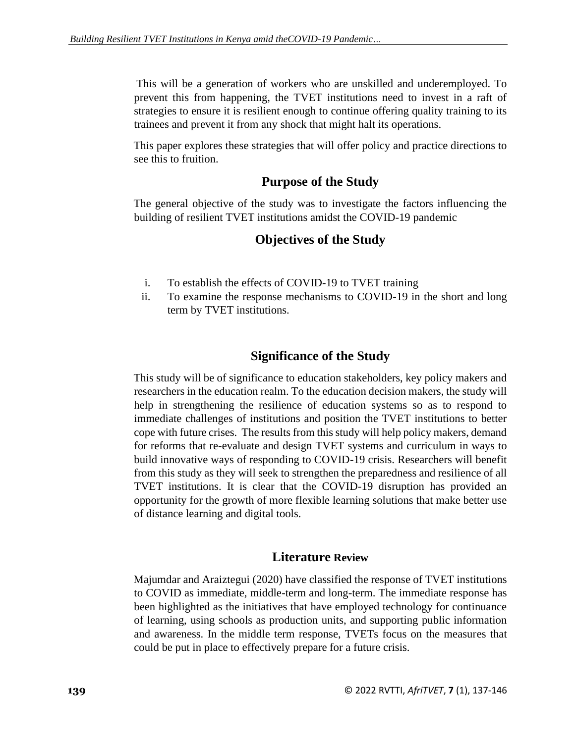This will be a generation of workers who are unskilled and underemployed. To prevent this from happening, the TVET institutions need to invest in a raft of strategies to ensure it is resilient enough to continue offering quality training to its trainees and prevent it from any shock that might halt its operations.

This paper explores these strategies that will offer policy and practice directions to see this to fruition.

## Purpose of the Study

The general objective of the study was to investigate the factors influencing the building of resilient TVET institutions amidst the COVID-19 pandemic

## Objectives of the Study

i. To establish the effects of COVID-19 to TVET training
ii. To examine the response mechanisms to COVID-19 in the short and long term by TVET institutions.

## Significance of the Study

This study will be of significance to education stakeholders, key policy makers and researchers in the education realm. To the education decision makers, the study will help in strengthening the resilience of education systems so as to respond to immediate challenges of institutions and position the TVET institutions to better cope with future crises. The results from this study will help policy makers, demand for reforms that re-evaluate and design TVET systems and curriculum in ways to build innovative ways of responding to COVID-19 crisis. Researchers will benefit from this study as they will seek to strengthen the preparedness and resilience of all TVET institutions. It is clear that the COVID-19 disruption has provided an opportunity for the growth of more flexible learning solutions that make better use of distance learning and digital tools.

## Literature Review

Majumdar and Araiztegui (2020) have classified the response of TVET institutions to COVID as immediate, middle-term and long-term. The immediate response has been highlighted as the initiatives that have employed technology for continuance of learning, using schools as production units, and supporting public information and awareness. In the middle term response, TVETs focus on the measures that could be put in place to effectively prepare for a future crisis.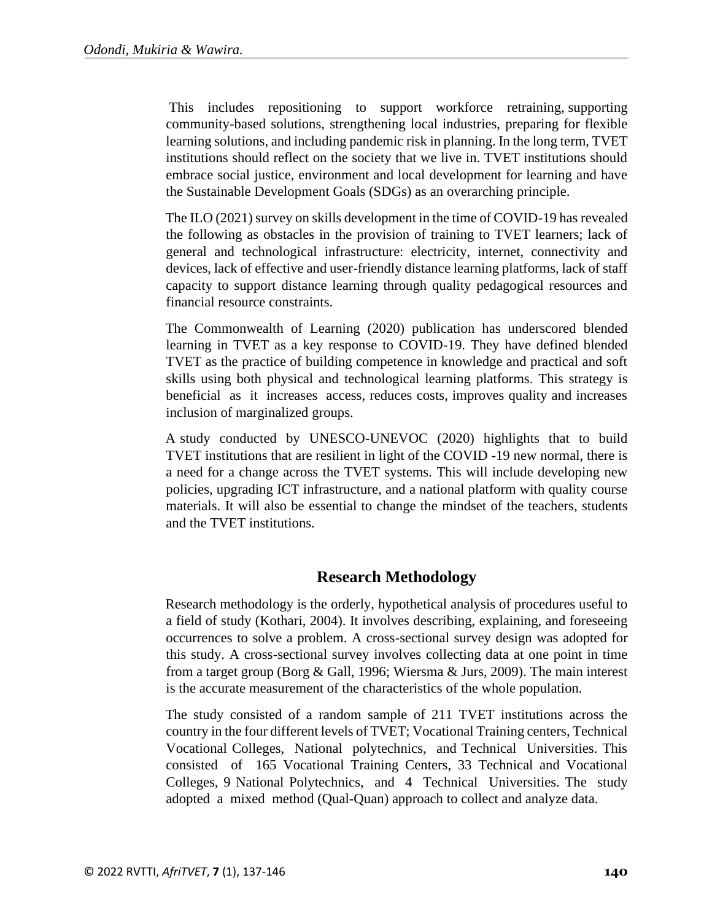This includes repositioning to support workforce retraining, supporting community-based solutions, strengthening local industries, preparing for flexible learning solutions, and including pandemic risk in planning. In the long term, TVET institutions should reflect on the society that we live in. TVET institutions should embrace social justice, environment and local development for learning and have the Sustainable Development Goals (SDGs) as an overarching principle.

The ILO (2021) survey on skills development in the time of COVID-19 has revealed the following as obstacles in the provision of training to TVET learners; lack of general and technological infrastructure: electricity, internet, connectivity and devices, lack of effective and user-friendly distance learning platforms, lack of staff capacity to support distance learning through quality pedagogical resources and financial resource constraints.

The Commonwealth of Learning (2020) publication has underscored blended learning in TVET as a key response to COVID-19. They have defined blended TVET as the practice of building competence in knowledge and practical and soft skills using both physical and technological learning platforms. This strategy is beneficial as it increases access, reduces costs, improves quality and increases inclusion of marginalized groups.

A study conducted by UNESCO-UNEVOC (2020) highlights that to build TVET institutions that are resilient in light of the COVID -19 new normal, there is a need for a change across the TVET systems. This will include developing new policies, upgrading ICT infrastructure, and a national platform with quality course materials. It will also be essential to change the mindset of the teachers, students and the TVET institutions.

## Research Methodology

Research methodology is the orderly, hypothetical analysis of procedures useful to a field of study (Kothari, 2004). It involves describing, explaining, and foreseeing occurrences to solve a problem. A cross-sectional survey design was adopted for this study. A cross-sectional survey involves collecting data at one point in time from a target group (Borg & Gall, 1996; Wiersma & Jurs, 2009). The main interest is the accurate measurement of the characteristics of the whole population.

The study consisted of a random sample of 211 TVET institutions across the country in the four different levels of TVET; Vocational Training centers, Technical Vocational Colleges, National polytechnics, and Technical Universities. This consisted of 165 Vocational Training Centers, 33 Technical and Vocational Colleges, 9 National Polytechnics, and 4 Technical Universities. The study adopted a mixed method (Qual-Quan) approach to collect and analyze data.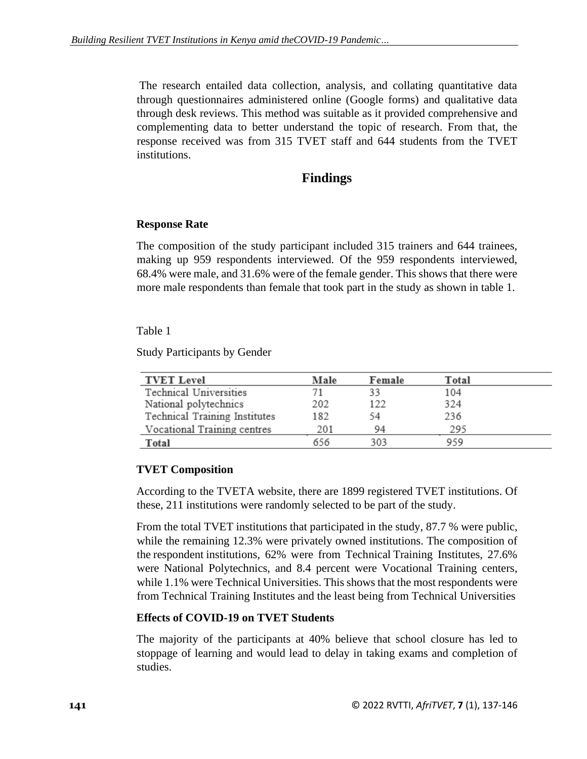The research entailed data collection, analysis, and collating quantitative data through questionnaires administered online (Google forms) and qualitative data through desk reviews. This method was suitable as it provided comprehensive and complementing data to better understand the topic of research. From that, the response received was from 315 TVET staff and 644 students from the TVET institutions.

## Findings

### Response Rate

The composition of the study participant included 315 trainers and 644 trainees, making up 959 respondents interviewed. Of the 959 respondents interviewed, 68.4% were male, and 31.6% were of the female gender. This shows that there were more male respondents than female that took part in the study as shown in table 1.

Table 1

Study Participants by Gender

| TVET Level | Male | Female | Total |
| --- | --- | --- | --- |
| Technical Universities | 71 | 33 | 104 |
| National polytechnics | 202 | 122 | 324 |
| Technical Training Institutes | 182 | 54 | 236 |
| Vocational Training centres | 201 | 94 | 295 |
| **Total** | 656 | 303 | 959 |

### TVET Composition

According to the TVETA website, there are 1899 registered TVET institutions. Of these, 211 institutions were randomly selected to be part of the study.

From the total TVET institutions that participated in the study, 87.7 % were public, while the remaining 12.3% were privately owned institutions. The composition of the respondent institutions, 62% were from Technical Training Institutes, 27.6% were National Polytechnics, and 8.4 percent were Vocational Training centers, while 1.1% were Technical Universities. This shows that the most respondents were from Technical Training Institutes and the least being from Technical Universities

### Effects of COVID-19 on TVET Students

The majority of the participants at 40% believe that school closure has led to stoppage of learning and would lead to delay in taking exams and completion of studies.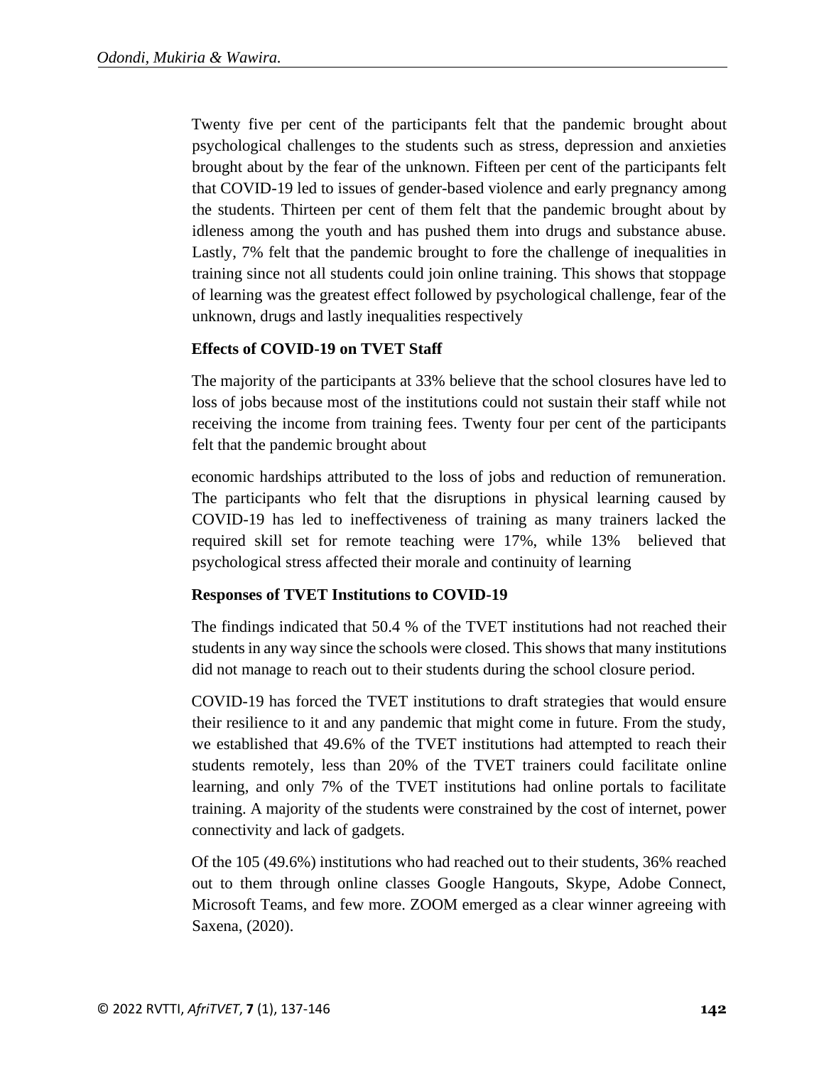Twenty five per cent of the participants felt that the pandemic brought about psychological challenges to the students such as stress, depression and anxieties brought about by the fear of the unknown. Fifteen per cent of the participants felt that COVID-19 led to issues of gender-based violence and early pregnancy among the students. Thirteen per cent of them felt that the pandemic brought about by idleness among the youth and has pushed them into drugs and substance abuse. Lastly, 7% felt that the pandemic brought to fore the challenge of inequalities in training since not all students could join online training. This shows that stoppage of learning was the greatest effect followed by psychological challenge, fear of the unknown, drugs and lastly inequalities respectively

**Effects of COVID-19 on TVET Staff**

The majority of the participants at 33% believe that the school closures have led to loss of jobs because most of the institutions could not sustain their staff while not receiving the income from training fees. Twenty four per cent of the participants felt that the pandemic brought about

economic hardships attributed to the loss of jobs and reduction of remuneration. The participants who felt that the disruptions in physical learning caused by COVID-19 has led to ineffectiveness of training as many trainers lacked the required skill set for remote teaching were 17%, while 13% believed that psychological stress affected their morale and continuity of learning

**Responses of TVET Institutions to COVID-19**

The findings indicated that 50.4 % of the TVET institutions had not reached their students in any way since the schools were closed. This shows that many institutions did not manage to reach out to their students during the school closure period.

COVID-19 has forced the TVET institutions to draft strategies that would ensure their resilience to it and any pandemic that might come in future. From the study, we established that 49.6% of the TVET institutions had attempted to reach their students remotely, less than 20% of the TVET trainers could facilitate online learning, and only 7% of the TVET institutions had online portals to facilitate training. A majority of the students were constrained by the cost of internet, power connectivity and lack of gadgets.

Of the 105 (49.6%) institutions who had reached out to their students, 36% reached out to them through online classes Google Hangouts, Skype, Adobe Connect, Microsoft Teams, and few more. ZOOM emerged as a clear winner agreeing with Saxena, (2020).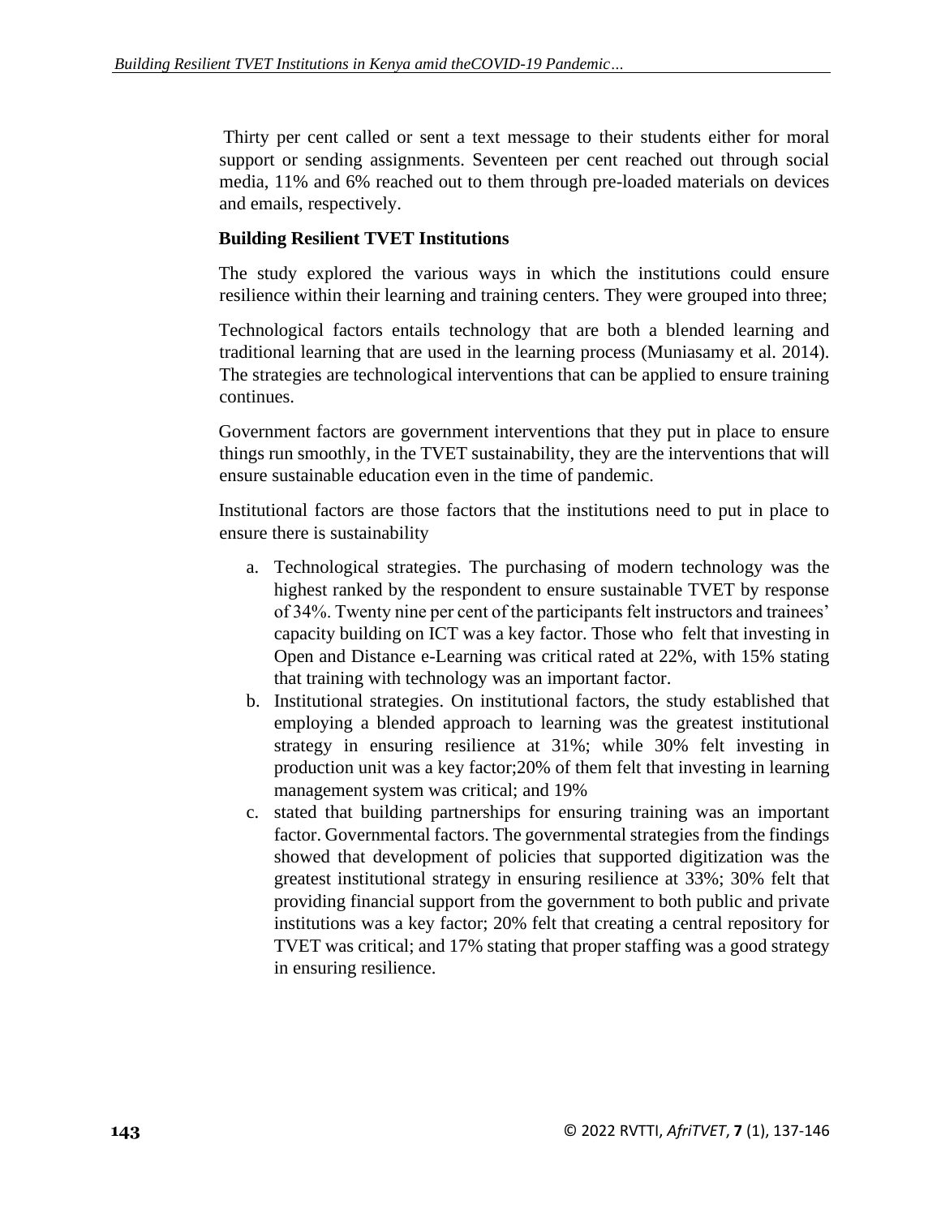Thirty per cent called or sent a text message to their students either for moral support or sending assignments. Seventeen per cent reached out through social media, 11% and 6% reached out to them through pre-loaded materials on devices and emails, respectively.

**Building Resilient TVET Institutions**

The study explored the various ways in which the institutions could ensure resilience within their learning and training centers. They were grouped into three;

Technological factors entails technology that are both a blended learning and traditional learning that are used in the learning process (Muniasamy et al. 2014). The strategies are technological interventions that can be applied to ensure training continues.

Government factors are government interventions that they put in place to ensure things run smoothly, in the TVET sustainability, they are the interventions that will ensure sustainable education even in the time of pandemic.

Institutional factors are those factors that the institutions need to put in place to ensure there is sustainability

a. Technological strategies. The purchasing of modern technology was the highest ranked by the respondent to ensure sustainable TVET by response of 34%. Twenty nine per cent of the participants felt instructors and trainees' capacity building on ICT was a key factor. Those who felt that investing in Open and Distance e-Learning was critical rated at 22%, with 15% stating that training with technology was an important factor.
b. Institutional strategies. On institutional factors, the study established that employing a blended approach to learning was the greatest institutional strategy in ensuring resilience at 31%; while 30% felt investing in production unit was a key factor;20% of them felt that investing in learning management system was critical; and 19%
c. stated that building partnerships for ensuring training was an important factor. Governmental factors. The governmental strategies from the findings showed that development of policies that supported digitization was the greatest institutional strategy in ensuring resilience at 33%; 30% felt that providing financial support from the government to both public and private institutions was a key factor; 20% felt that creating a central repository for TVET was critical; and 17% stating that proper staffing was a good strategy in ensuring resilience.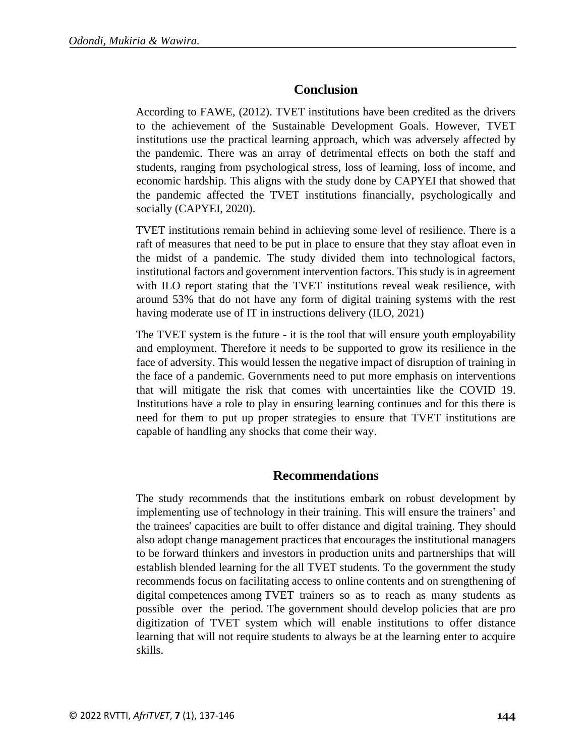## Conclusion

According to FAWE, (2012). TVET institutions have been credited as the drivers to the achievement of the Sustainable Development Goals. However, TVET institutions use the practical learning approach, which was adversely affected by the pandemic. There was an array of detrimental effects on both the staff and students, ranging from psychological stress, loss of learning, loss of income, and economic hardship. This aligns with the study done by CAPYEI that showed that the pandemic affected the TVET institutions financially, psychologically and socially (CAPYEI, 2020).

TVET institutions remain behind in achieving some level of resilience. There is a raft of measures that need to be put in place to ensure that they stay afloat even in the midst of a pandemic. The study divided them into technological factors, institutional factors and government intervention factors. This study is in agreement with ILO report stating that the TVET institutions reveal weak resilience, with around 53% that do not have any form of digital training systems with the rest having moderate use of IT in instructions delivery (ILO, 2021)

The TVET system is the future - it is the tool that will ensure youth employability and employment. Therefore it needs to be supported to grow its resilience in the face of adversity. This would lessen the negative impact of disruption of training in the face of a pandemic. Governments need to put more emphasis on interventions that will mitigate the risk that comes with uncertainties like the COVID 19. Institutions have a role to play in ensuring learning continues and for this there is need for them to put up proper strategies to ensure that TVET institutions are capable of handling any shocks that come their way.

## Recommendations

The study recommends that the institutions embark on robust development by implementing use of technology in their training. This will ensure the trainers' and the trainees' capacities are built to offer distance and digital training. They should also adopt change management practices that encourages the institutional managers to be forward thinkers and investors in production units and partnerships that will establish blended learning for the all TVET students. To the government the study recommends focus on facilitating access to online contents and on strengthening of digital competences among TVET trainers so as to reach as many students as possible over the period. The government should develop policies that are pro digitization of TVET system which will enable institutions to offer distance learning that will not require students to always be at the learning enter to acquire skills.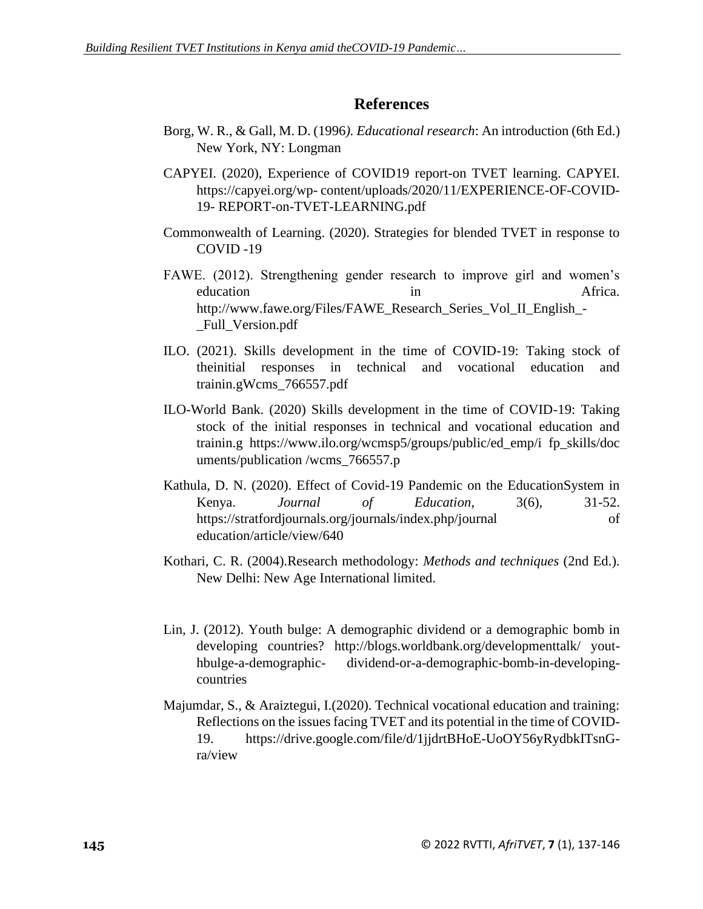## References

Borg, W. R., & Gall, M. D. (1996*). Educational research*: An introduction (6th Ed.) New York, NY: Longman

CAPYEI. (2020), Experience of COVID19 report-on TVET learning. CAPYEI. https://capyei.org/wp- content/uploads/2020/11/EXPERIENCE-OF-COVID-19- REPORT-on-TVET-LEARNING.pdf

Commonwealth of Learning. (2020). Strategies for blended TVET in response to COVID -19

FAWE. (2012). Strengthening gender research to improve girl and women's education in Africa. http://www.fawe.org/Files/FAWE_Research_Series_Vol_II_English_-_Full_Version.pdf

ILO. (2021). Skills development in the time of COVID-19: Taking stock of theinitial responses in technical and vocational education and trainin.gWcms_766557.pdf

ILO-World Bank. (2020) Skills development in the time of COVID-19: Taking stock of the initial responses in technical and vocational education and trainin.g https://www.ilo.org/wcmsp5/groups/public/ed_emp/i fp_skills/documents/publication /wcms_766557.p

Kathula, D. N. (2020). Effect of Covid-19 Pandemic on the EducationSystem in Kenya. *Journal of Education*, 3(6), 31-52. https://stratfordjournals.org/journals/index.php/journal of education/article/view/640

Kothari, C. R. (2004).Research methodology: *Methods and techniques* (2nd Ed.). New Delhi: New Age International limited.

Lin, J. (2012). Youth bulge: A demographic dividend or a demographic bomb in developing countries? http://blogs.worldbank.org/developmenttalk/ yout-hbulge-a-demographic- dividend-or-a-demographic-bomb-in-developing-countries

Majumdar, S., & Araiztegui, I.(2020). Technical vocational education and training: Reflections on the issues facing TVET and its potential in the time of COVID-19. https://drive.google.com/file/d/1jjdrtBHoE-UoOY56yRydbkITsnG-ra/view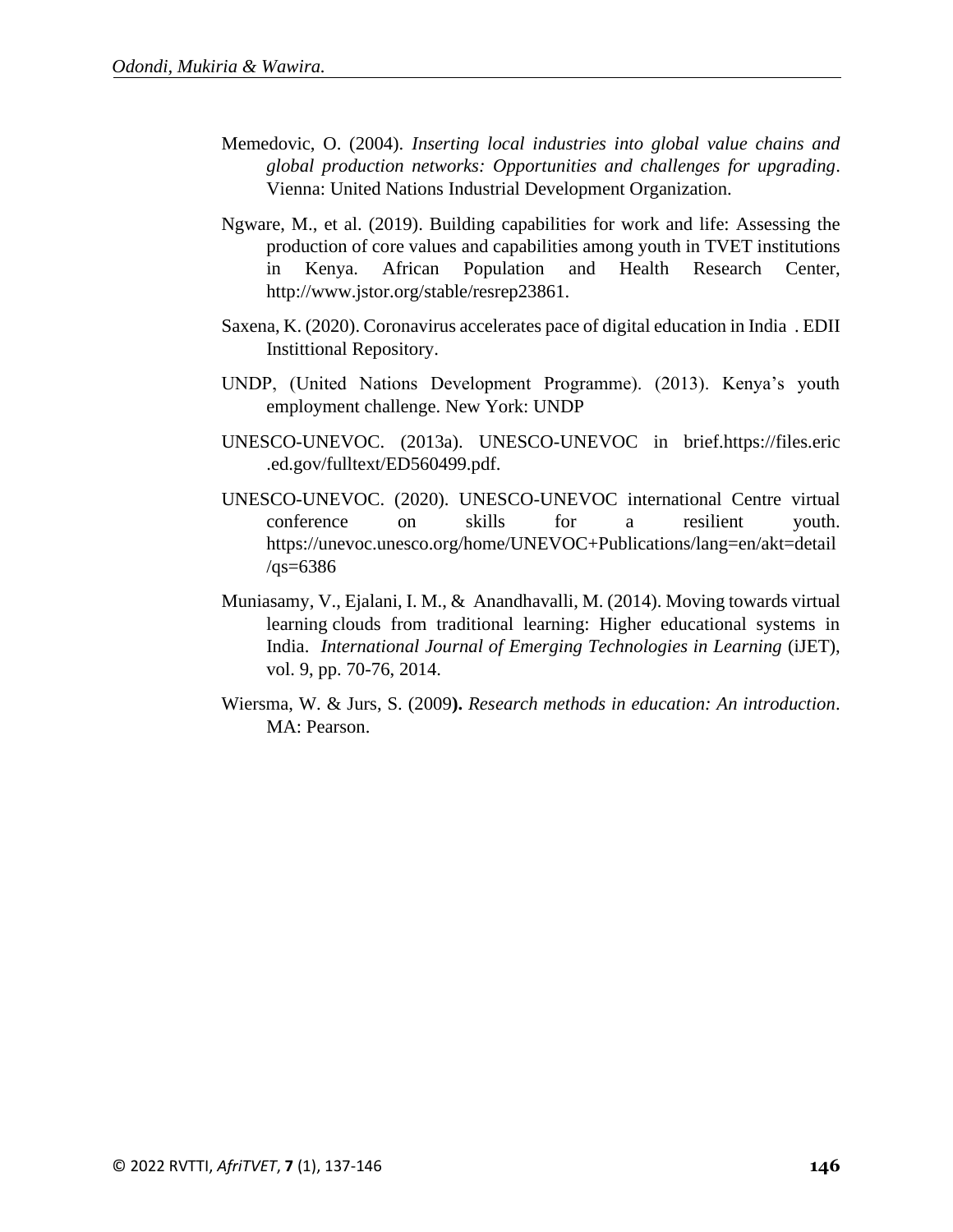Memedovic, O. (2004). *Inserting local industries into global value chains and global production networks: Opportunities and challenges for upgrading*. Vienna: United Nations Industrial Development Organization.

Ngware, M., et al. (2019). Building capabilities for work and life: Assessing the production of core values and capabilities among youth in TVET institutions in Kenya. African Population and Health Research Center, http://www.jstor.org/stable/resrep23861.

Saxena, K. (2020). Coronavirus accelerates pace of digital education in India . EDII Instittional Repository.

UNDP, (United Nations Development Programme). (2013). Kenya's youth employment challenge. New York: UNDP

UNESCO-UNEVOC. (2013a). UNESCO-UNEVOC in brief.https://files.eric .ed.gov/fulltext/ED560499.pdf.

UNESCO-UNEVOC. (2020). UNESCO-UNEVOC international Centre virtual conference on skills for a resilient youth. https://unevoc.unesco.org/home/UNEVOC+Publications/lang=en/akt=detail /qs=6386

Muniasamy, V., Ejalani, I. M., & Anandhavalli, M. (2014). Moving towards virtual learning clouds from traditional learning: Higher educational systems in India. *International Journal of Emerging Technologies in Learning* (iJET), vol. 9, pp. 70-76, 2014.

Wiersma, W. & Jurs, S. (2009**).** *Research methods in education: An introduction*. MA: Pearson.